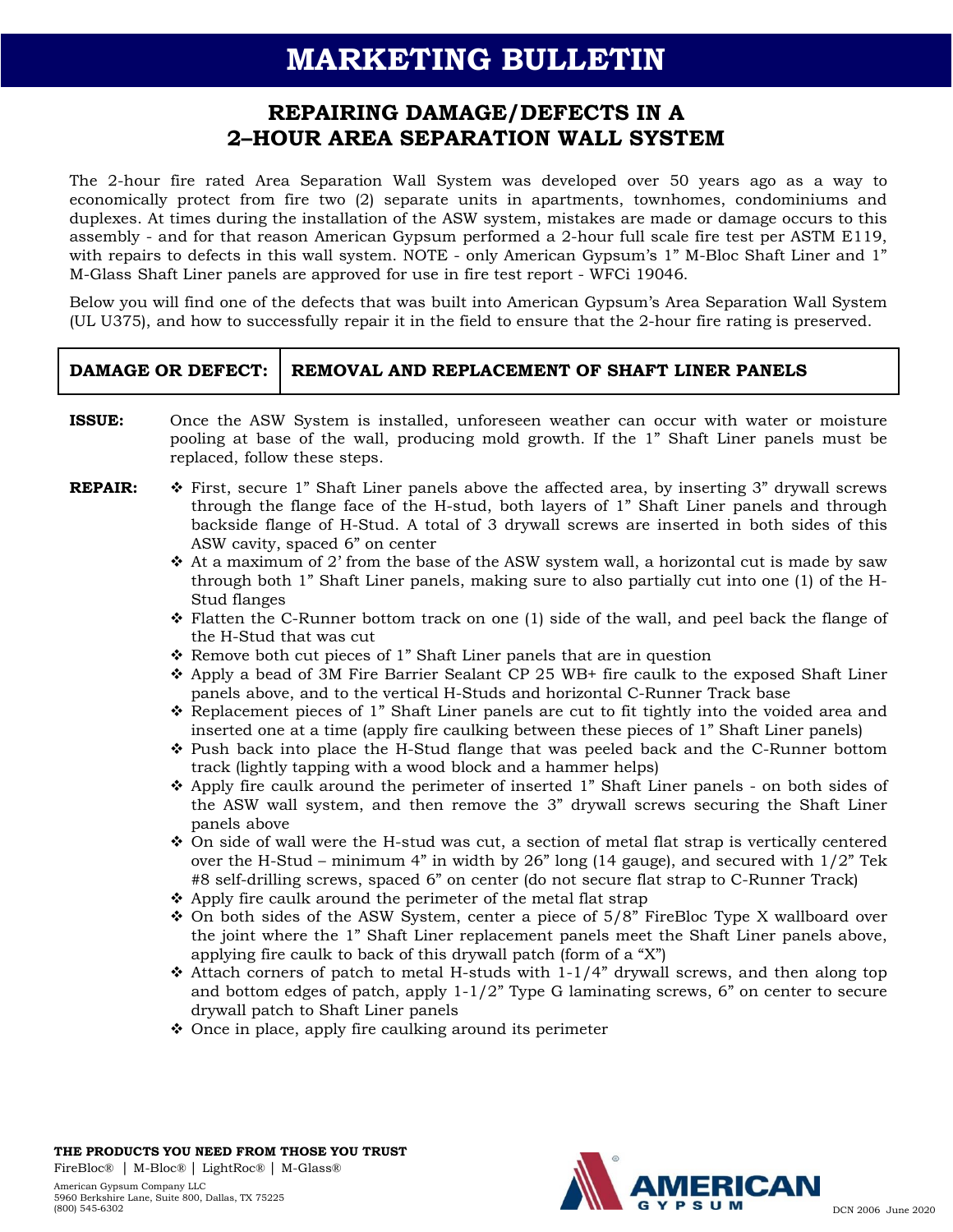# MARKETING BULLETIN

## REPAIRING DAMAGE/DEFECTS IN A 2–HOUR AREA SEPARATION WALL SYSTEM

The 2-hour fire rated Area Separation Wall System was developed over 50 years ago as a way to economically protect from fire two (2) separate units in apartments, townhomes, condominiums and duplexes. At times during the installation of the ASW system, mistakes are made or damage occurs to this assembly - and for that reason American Gypsum performed a 2-hour full scale fire test per ASTM E119, with repairs to defects in this wall system. NOTE - only American Gypsum's 1" M-Bloc Shaft Liner and 1" M-Glass Shaft Liner panels are approved for use in fire test report - WFCi 19046.

Below you will find one of the defects that was built into American Gypsum's Area Separation Wall System (UL U375), and how to successfully repair it in the field to ensure that the 2-hour fire rating is preserved.

| **DAMAGE OR DEFECT:** | **REMOVAL AND REPLACEMENT OF SHAFT LINER PANELS** |
|---|---|

**ISSUE:** Once the ASW System is installed, unforeseen weather can occur with water or moisture pooling at base of the wall, producing mold growth. If the 1" Shaft Liner panels must be replaced, follow these steps.

**REPAIR:**

- First, secure 1" Shaft Liner panels above the affected area, by inserting 3" drywall screws through the flange face of the H-stud, both layers of 1" Shaft Liner panels and through backside flange of H-Stud. A total of 3 drywall screws are inserted in both sides of this ASW cavity, spaced 6" on center
- At a maximum of 2' from the base of the ASW system wall, a horizontal cut is made by saw through both 1" Shaft Liner panels, making sure to also partially cut into one (1) of the H-Stud flanges
- Flatten the C-Runner bottom track on one (1) side of the wall, and peel back the flange of the H-Stud that was cut
- Remove both cut pieces of 1" Shaft Liner panels that are in question
- Apply a bead of 3M Fire Barrier Sealant CP 25 WB+ fire caulk to the exposed Shaft Liner panels above, and to the vertical H-Studs and horizontal C-Runner Track base
- Replacement pieces of 1" Shaft Liner panels are cut to fit tightly into the voided area and inserted one at a time (apply fire caulking between these pieces of 1" Shaft Liner panels)
- Push back into place the H-Stud flange that was peeled back and the C-Runner bottom track (lightly tapping with a wood block and a hammer helps)
- Apply fire caulk around the perimeter of inserted 1" Shaft Liner panels - on both sides of the ASW wall system, and then remove the 3" drywall screws securing the Shaft Liner panels above
- On side of wall were the H-stud was cut, a section of metal flat strap is vertically centered over the H-Stud – minimum 4" in width by 26" long (14 gauge), and secured with 1/2" Tek #8 self-drilling screws, spaced 6" on center (do not secure flat strap to C-Runner Track)
- Apply fire caulk around the perimeter of the metal flat strap
- On both sides of the ASW System, center a piece of 5/8" FireBloc Type X wallboard over the joint where the 1" Shaft Liner replacement panels meet the Shaft Liner panels above, applying fire caulk to back of this drywall patch (form of a "X")
- Attach corners of patch to metal H-studs with 1-1/4" drywall screws, and then along top and bottom edges of patch, apply 1-1/2" Type G laminating screws, 6" on center to secure drywall patch to Shaft Liner panels
- Once in place, apply fire caulking around its perimeter

**THE PRODUCTS YOU NEED FROM THOSE YOU TRUST**

FireBloc® | M-Bloc® | LightRoc® | M-Glass®

American Gypsum Company LLC
5960 Berkshire Lane, Suite 800, Dallas, TX 75225
(800) 545-6302

DCN 2006 June 2020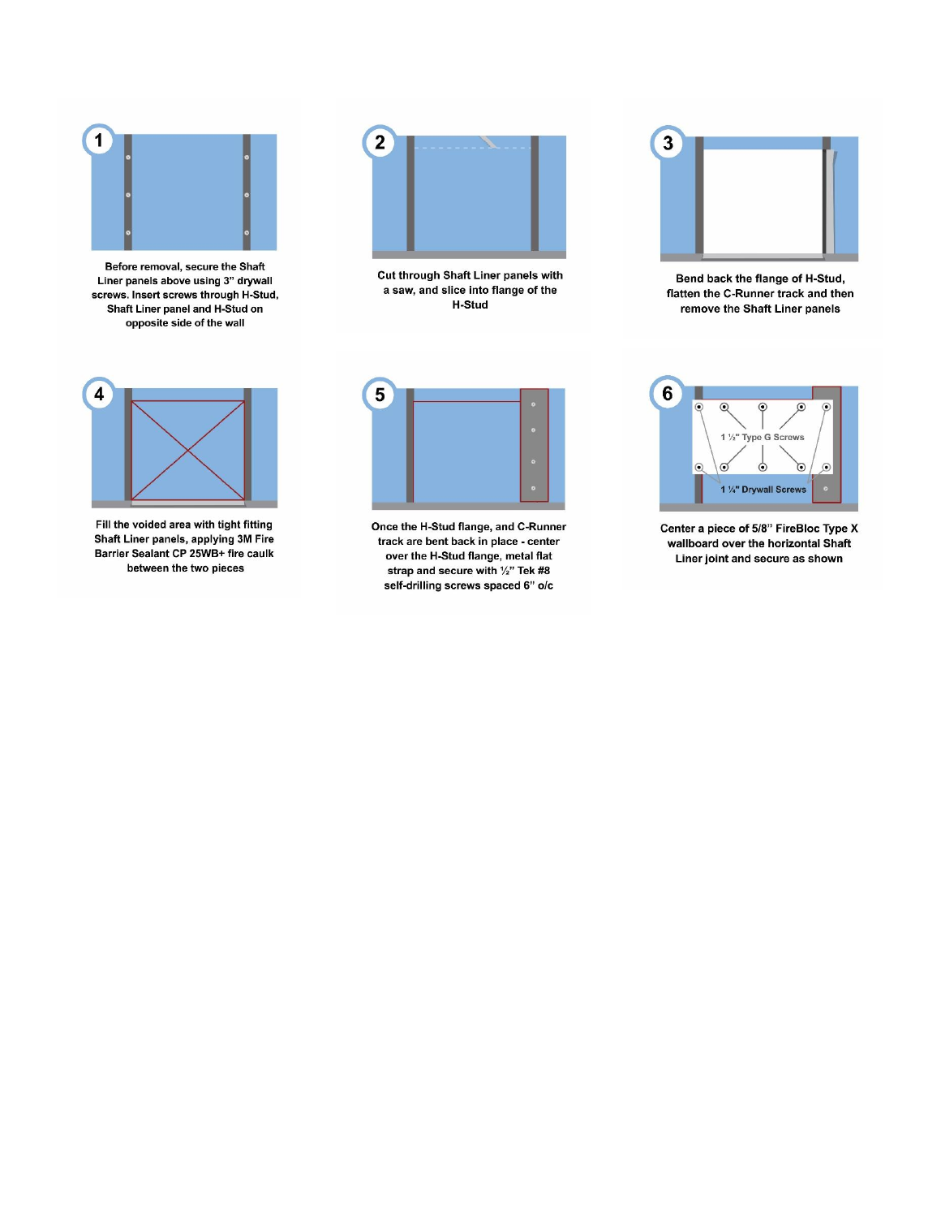1

Before removal, secure the Shaft Liner panels above using 3" drywall screws. Insert screws through H-Stud, Shaft Liner panel and H-Stud on opposite side of the wall

2

Cut through Shaft Liner panels with a saw, and slice into flange of the H-Stud

3

Bend back the flange of H-Stud, flatten the C-Runner track and then remove the Shaft Liner panels

4

Fill the voided area with tight fitting Shaft Liner panels, applying 3M Fire Barrier Sealant CP 25WB+ fire caulk between the two pieces

5

Once the H-Stud flange, and C-Runner track are bent back in place - center over the H-Stud flange, metal flat strap and secure with ½" Tek #8 self-drilling screws spaced 6" o/c

6

1 ½" Type G Screws

1 ¼" Drywall Screws

Center a piece of 5/8" FireBloc Type X wallboard over the horizontal Shaft Liner joint and secure as shown